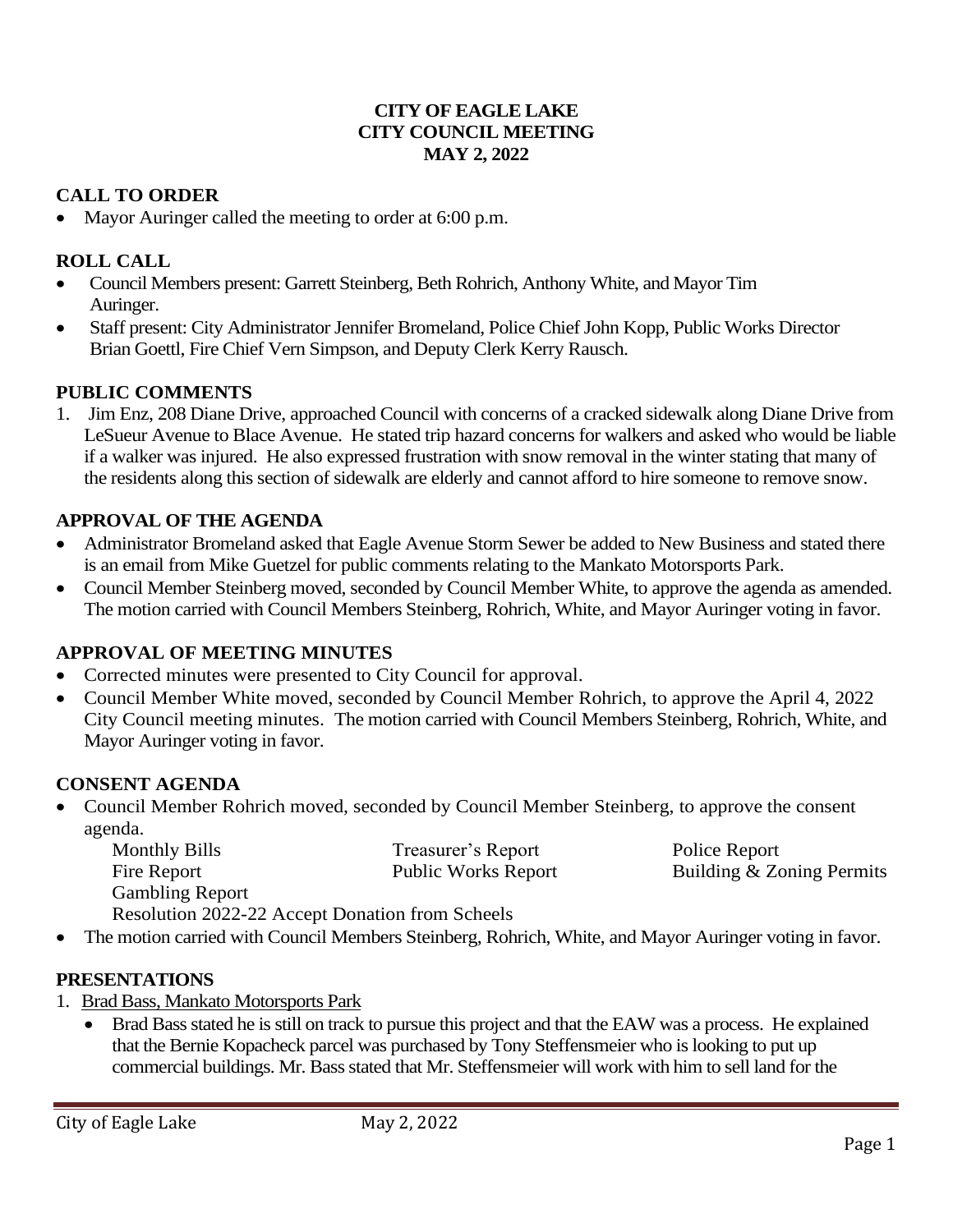**CITY OF EAGLE LAKE**
**CITY COUNCIL MEETING**
**MAY 2, 2022**

## CALL TO ORDER

- Mayor Auringer called the meeting to order at 6:00 p.m.

## ROLL CALL

- Council Members present: Garrett Steinberg, Beth Rohrich, Anthony White, and Mayor Tim Auringer.
- Staff present: City Administrator Jennifer Bromeland, Police Chief John Kopp, Public Works Director Brian Goettl, Fire Chief Vern Simpson, and Deputy Clerk Kerry Rausch.

## PUBLIC COMMENTS

1. Jim Enz, 208 Diane Drive, approached Council with concerns of a cracked sidewalk along Diane Drive from LeSueur Avenue to Blace Avenue. He stated trip hazard concerns for walkers and asked who would be liable if a walker was injured. He also expressed frustration with snow removal in the winter stating that many of the residents along this section of sidewalk are elderly and cannot afford to hire someone to remove snow.

## APPROVAL OF THE AGENDA

- Administrator Bromeland asked that Eagle Avenue Storm Sewer be added to New Business and stated there is an email from Mike Guetzel for public comments relating to the Mankato Motorsports Park.
- Council Member Steinberg moved, seconded by Council Member White, to approve the agenda as amended. The motion carried with Council Members Steinberg, Rohrich, White, and Mayor Auringer voting in favor.

## APPROVAL OF MEETING MINUTES

- Corrected minutes were presented to City Council for approval.
- Council Member White moved, seconded by Council Member Rohrich, to approve the April 4, 2022 City Council meeting minutes. The motion carried with Council Members Steinberg, Rohrich, White, and Mayor Auringer voting in favor.

## CONSENT AGENDA

- Council Member Rohrich moved, seconded by Council Member Steinberg, to approve the consent agenda.
  - Monthly Bills
  - Treasurer's Report
  - Police Report
  - Fire Report
  - Public Works Report
  - Building & Zoning Permits
  - Gambling Report
  - Resolution 2022-22 Accept Donation from Scheels
- The motion carried with Council Members Steinberg, Rohrich, White, and Mayor Auringer voting in favor.

## PRESENTATIONS

1. Brad Bass, Mankato Motorsports Park
   - Brad Bass stated he is still on track to pursue this project and that the EAW was a process. He explained that the Bernie Kopacheck parcel was purchased by Tony Steffensmeier who is looking to put up commercial buildings. Mr. Bass stated that Mr. Steffensmeier will work with him to sell land for the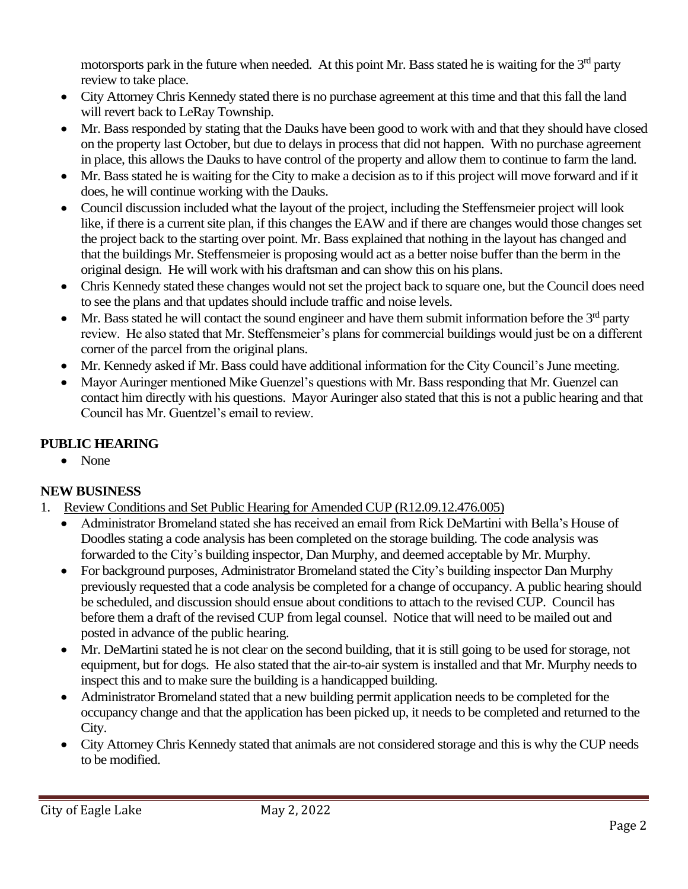motorsports park in the future when needed. At this point Mr. Bass stated he is waiting for the 3rd party review to take place.

- City Attorney Chris Kennedy stated there is no purchase agreement at this time and that this fall the land will revert back to LeRay Township.
- Mr. Bass responded by stating that the Dauks have been good to work with and that they should have closed on the property last October, but due to delays in process that did not happen. With no purchase agreement in place, this allows the Dauks to have control of the property and allow them to continue to farm the land.
- Mr. Bass stated he is waiting for the City to make a decision as to if this project will move forward and if it does, he will continue working with the Dauks.
- Council discussion included what the layout of the project, including the Steffensmeier project will look like, if there is a current site plan, if this changes the EAW and if there are changes would those changes set the project back to the starting over point. Mr. Bass explained that nothing in the layout has changed and that the buildings Mr. Steffensmeier is proposing would act as a better noise buffer than the berm in the original design. He will work with his draftsman and can show this on his plans.
- Chris Kennedy stated these changes would not set the project back to square one, but the Council does need to see the plans and that updates should include traffic and noise levels.
- Mr. Bass stated he will contact the sound engineer and have them submit information before the 3rd party review. He also stated that Mr. Steffensmeier's plans for commercial buildings would just be on a different corner of the parcel from the original plans.
- Mr. Kennedy asked if Mr. Bass could have additional information for the City Council's June meeting.
- Mayor Auringer mentioned Mike Guenzel's questions with Mr. Bass responding that Mr. Guenzel can contact him directly with his questions. Mayor Auringer also stated that this is not a public hearing and that Council has Mr. Guentzel's email to review.

## PUBLIC HEARING

- None

## NEW BUSINESS

1. Review Conditions and Set Public Hearing for Amended CUP (R12.09.12.476.005)
   - Administrator Bromeland stated she has received an email from Rick DeMartini with Bella's House of Doodles stating a code analysis has been completed on the storage building. The code analysis was forwarded to the City's building inspector, Dan Murphy, and deemed acceptable by Mr. Murphy.
   - For background purposes, Administrator Bromeland stated the City's building inspector Dan Murphy previously requested that a code analysis be completed for a change of occupancy. A public hearing should be scheduled, and discussion should ensue about conditions to attach to the revised CUP. Council has before them a draft of the revised CUP from legal counsel. Notice that will need to be mailed out and posted in advance of the public hearing.
   - Mr. DeMartini stated he is not clear on the second building, that it is still going to be used for storage, not equipment, but for dogs. He also stated that the air-to-air system is installed and that Mr. Murphy needs to inspect this and to make sure the building is a handicapped building.
   - Administrator Bromeland stated that a new building permit application needs to be completed for the occupancy change and that the application has been picked up, it needs to be completed and returned to the City.
   - City Attorney Chris Kennedy stated that animals are not considered storage and this is why the CUP needs to be modified.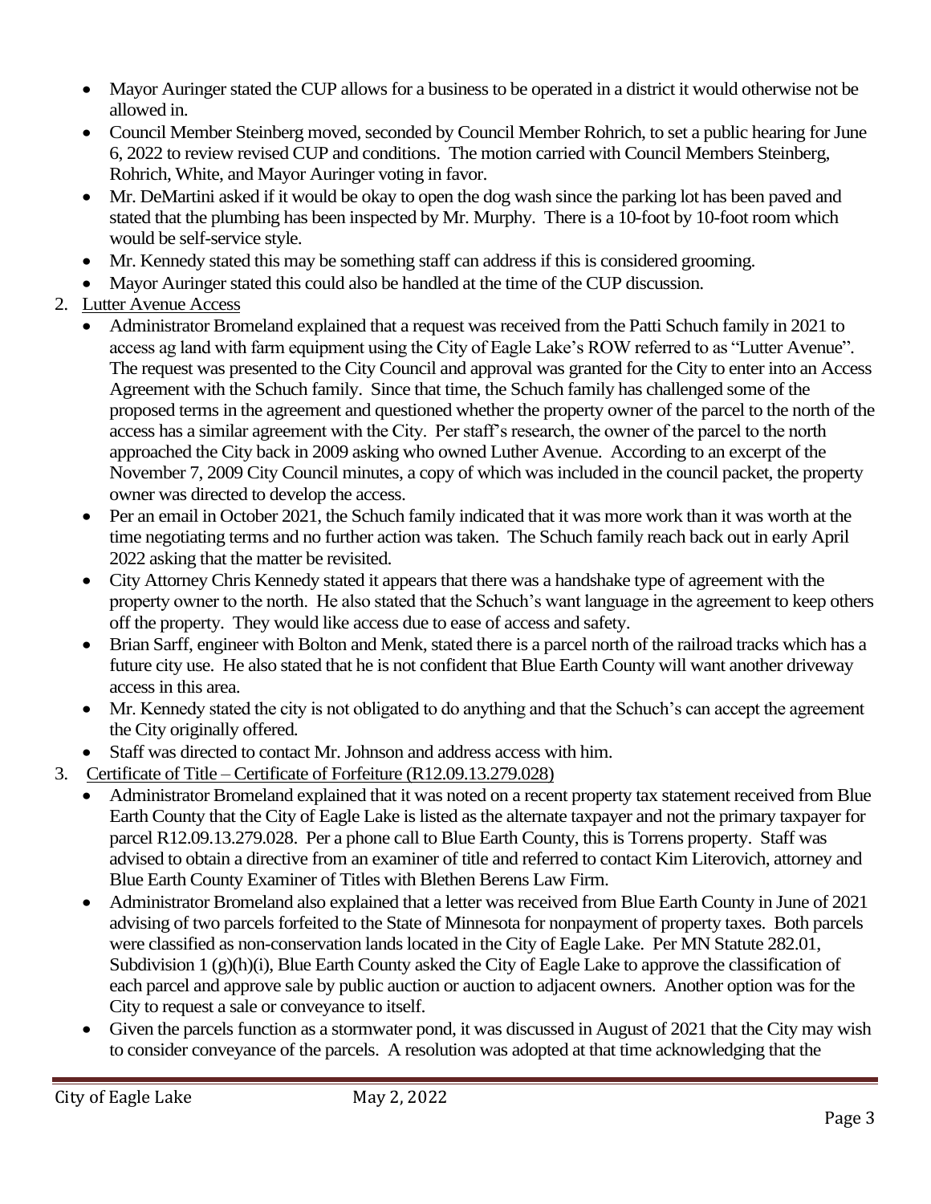- Mayor Auringer stated the CUP allows for a business to be operated in a district it would otherwise not be allowed in.
- Council Member Steinberg moved, seconded by Council Member Rohrich, to set a public hearing for June 6, 2022 to review revised CUP and conditions. The motion carried with Council Members Steinberg, Rohrich, White, and Mayor Auringer voting in favor.
- Mr. DeMartini asked if it would be okay to open the dog wash since the parking lot has been paved and stated that the plumbing has been inspected by Mr. Murphy. There is a 10-foot by 10-foot room which would be self-service style.
- Mr. Kennedy stated this may be something staff can address if this is considered grooming.
- Mayor Auringer stated this could also be handled at the time of the CUP discussion.

2. Lutter Avenue Access
   - Administrator Bromeland explained that a request was received from the Patti Schuch family in 2021 to access ag land with farm equipment using the City of Eagle Lake's ROW referred to as "Lutter Avenue". The request was presented to the City Council and approval was granted for the City to enter into an Access Agreement with the Schuch family. Since that time, the Schuch family has challenged some of the proposed terms in the agreement and questioned whether the property owner of the parcel to the north of the access has a similar agreement with the City. Per staff's research, the owner of the parcel to the north approached the City back in 2009 asking who owned Luther Avenue. According to an excerpt of the November 7, 2009 City Council minutes, a copy of which was included in the council packet, the property owner was directed to develop the access.
   - Per an email in October 2021, the Schuch family indicated that it was more work than it was worth at the time negotiating terms and no further action was taken. The Schuch family reach back out in early April 2022 asking that the matter be revisited.
   - City Attorney Chris Kennedy stated it appears that there was a handshake type of agreement with the property owner to the north. He also stated that the Schuch's want language in the agreement to keep others off the property. They would like access due to ease of access and safety.
   - Brian Sarff, engineer with Bolton and Menk, stated there is a parcel north of the railroad tracks which has a future city use. He also stated that he is not confident that Blue Earth County will want another driveway access in this area.
   - Mr. Kennedy stated the city is not obligated to do anything and that the Schuch's can accept the agreement the City originally offered.
   - Staff was directed to contact Mr. Johnson and address access with him.

3. Certificate of Title – Certificate of Forfeiture (R12.09.13.279.028)
   - Administrator Bromeland explained that it was noted on a recent property tax statement received from Blue Earth County that the City of Eagle Lake is listed as the alternate taxpayer and not the primary taxpayer for parcel R12.09.13.279.028. Per a phone call to Blue Earth County, this is Torrens property. Staff was advised to obtain a directive from an examiner of title and referred to contact Kim Literovich, attorney and Blue Earth County Examiner of Titles with Blethen Berens Law Firm.
   - Administrator Bromeland also explained that a letter was received from Blue Earth County in June of 2021 advising of two parcels forfeited to the State of Minnesota for nonpayment of property taxes. Both parcels were classified as non-conservation lands located in the City of Eagle Lake. Per MN Statute 282.01, Subdivision 1 (g)(h)(i), Blue Earth County asked the City of Eagle Lake to approve the classification of each parcel and approve sale by public auction or auction to adjacent owners. Another option was for the City to request a sale or conveyance to itself.
   - Given the parcels function as a stormwater pond, it was discussed in August of 2021 that the City may wish to consider conveyance of the parcels. A resolution was adopted at that time acknowledging that the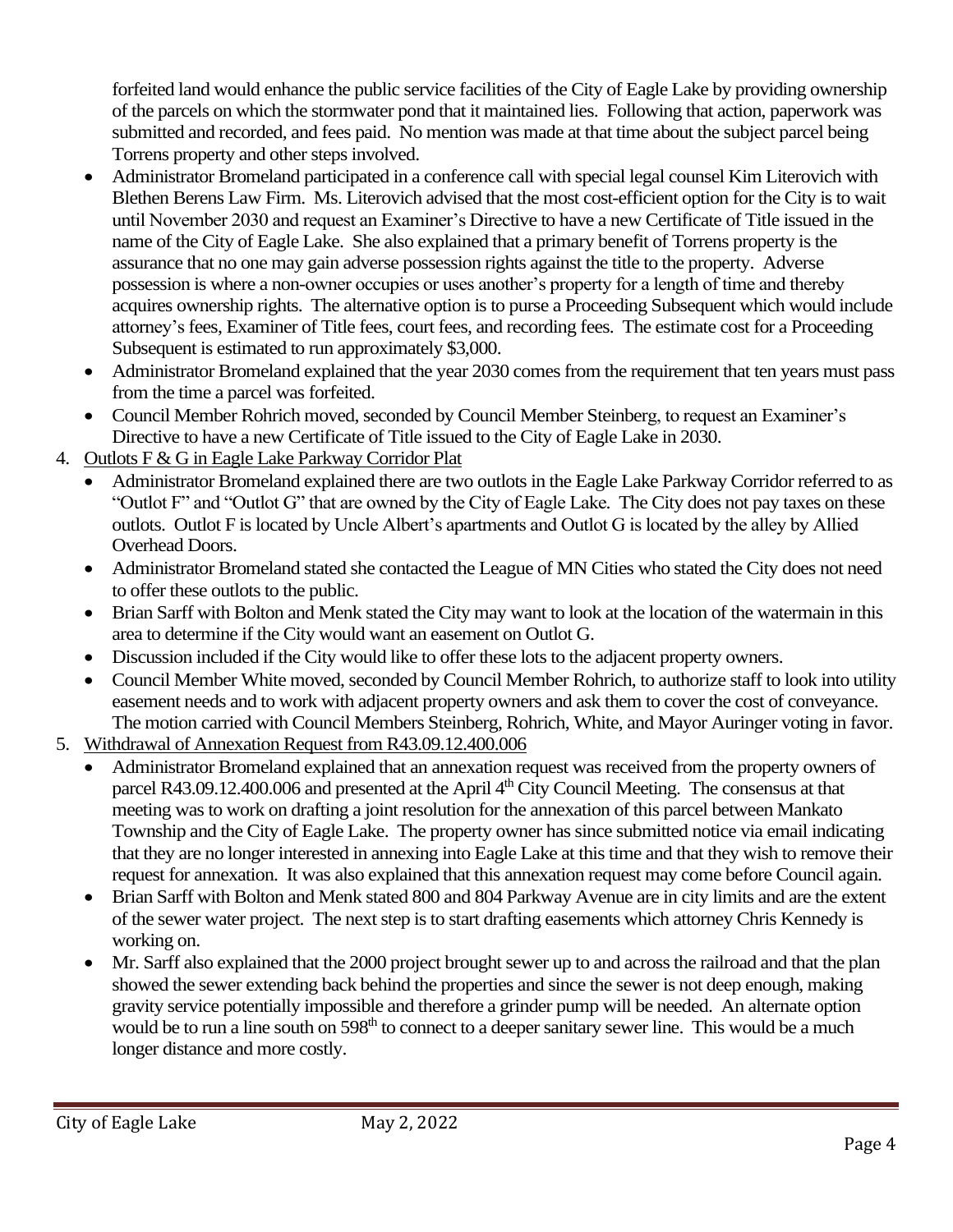forfeited land would enhance the public service facilities of the City of Eagle Lake by providing ownership of the parcels on which the stormwater pond that it maintained lies. Following that action, paperwork was submitted and recorded, and fees paid. No mention was made at that time about the subject parcel being Torrens property and other steps involved.

- Administrator Bromeland participated in a conference call with special legal counsel Kim Literovich with Blethen Berens Law Firm. Ms. Literovich advised that the most cost-efficient option for the City is to wait until November 2030 and request an Examiner's Directive to have a new Certificate of Title issued in the name of the City of Eagle Lake. She also explained that a primary benefit of Torrens property is the assurance that no one may gain adverse possession rights against the title to the property. Adverse possession is where a non-owner occupies or uses another's property for a length of time and thereby acquires ownership rights. The alternative option is to purse a Proceeding Subsequent which would include attorney's fees, Examiner of Title fees, court fees, and recording fees. The estimate cost for a Proceeding Subsequent is estimated to run approximately $3,000.
- Administrator Bromeland explained that the year 2030 comes from the requirement that ten years must pass from the time a parcel was forfeited.
- Council Member Rohrich moved, seconded by Council Member Steinberg, to request an Examiner's Directive to have a new Certificate of Title issued to the City of Eagle Lake in 2030.

4. Outlots F & G in Eagle Lake Parkway Corridor Plat
   - Administrator Bromeland explained there are two outlots in the Eagle Lake Parkway Corridor referred to as "Outlot F" and "Outlot G" that are owned by the City of Eagle Lake. The City does not pay taxes on these outlots. Outlot F is located by Uncle Albert's apartments and Outlot G is located by the alley by Allied Overhead Doors.
   - Administrator Bromeland stated she contacted the League of MN Cities who stated the City does not need to offer these outlots to the public.
   - Brian Sarff with Bolton and Menk stated the City may want to look at the location of the watermain in this area to determine if the City would want an easement on Outlot G.
   - Discussion included if the City would like to offer these lots to the adjacent property owners.
   - Council Member White moved, seconded by Council Member Rohrich, to authorize staff to look into utility easement needs and to work with adjacent property owners and ask them to cover the cost of conveyance. The motion carried with Council Members Steinberg, Rohrich, White, and Mayor Auringer voting in favor.
5. Withdrawal of Annexation Request from R43.09.12.400.006
   - Administrator Bromeland explained that an annexation request was received from the property owners of parcel R43.09.12.400.006 and presented at the April 4th City Council Meeting. The consensus at that meeting was to work on drafting a joint resolution for the annexation of this parcel between Mankato Township and the City of Eagle Lake. The property owner has since submitted notice via email indicating that they are no longer interested in annexing into Eagle Lake at this time and that they wish to remove their request for annexation. It was also explained that this annexation request may come before Council again.
   - Brian Sarff with Bolton and Menk stated 800 and 804 Parkway Avenue are in city limits and are the extent of the sewer water project. The next step is to start drafting easements which attorney Chris Kennedy is working on.
   - Mr. Sarff also explained that the 2000 project brought sewer up to and across the railroad and that the plan showed the sewer extending back behind the properties and since the sewer is not deep enough, making gravity service potentially impossible and therefore a grinder pump will be needed. An alternate option would be to run a line south on 598th to connect to a deeper sanitary sewer line. This would be a much longer distance and more costly.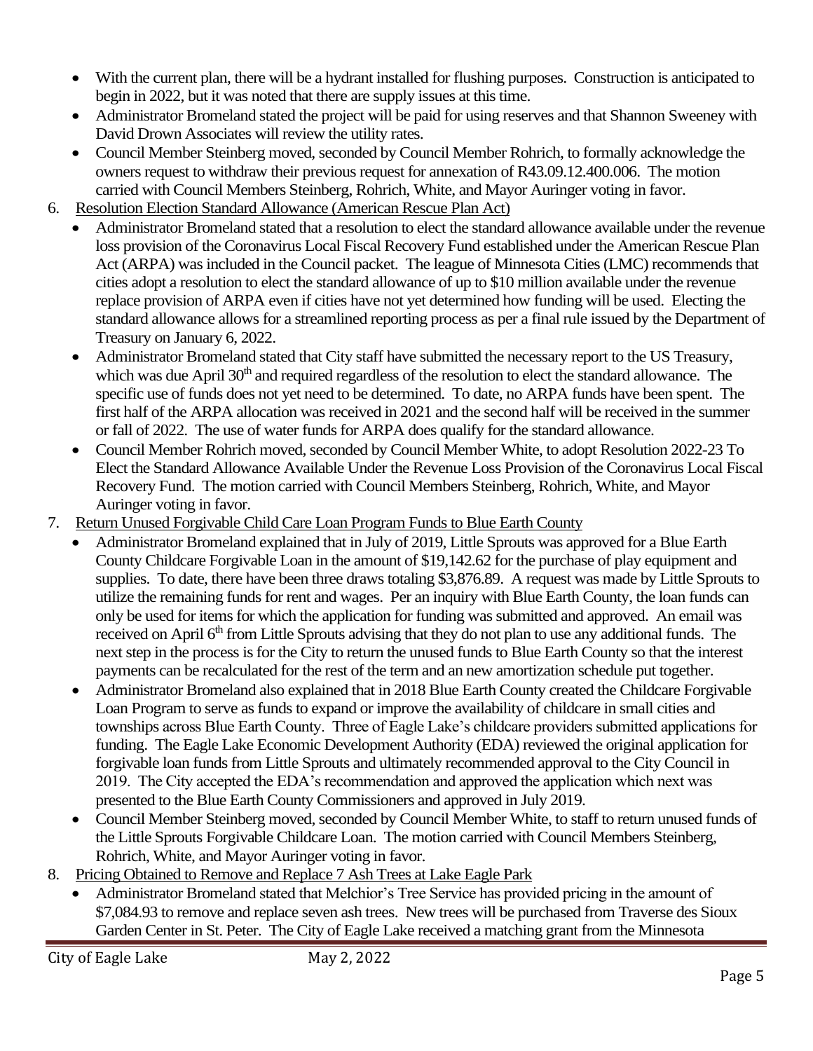- With the current plan, there will be a hydrant installed for flushing purposes. Construction is anticipated to begin in 2022, but it was noted that there are supply issues at this time.
- Administrator Bromeland stated the project will be paid for using reserves and that Shannon Sweeney with David Drown Associates will review the utility rates.
- Council Member Steinberg moved, seconded by Council Member Rohrich, to formally acknowledge the owners request to withdraw their previous request for annexation of R43.09.12.400.006. The motion carried with Council Members Steinberg, Rohrich, White, and Mayor Auringer voting in favor.

6. <u>Resolution Election Standard Allowance (American Rescue Plan Act)</u>
   - Administrator Bromeland stated that a resolution to elect the standard allowance available under the revenue loss provision of the Coronavirus Local Fiscal Recovery Fund established under the American Rescue Plan Act (ARPA) was included in the Council packet. The league of Minnesota Cities (LMC) recommends that cities adopt a resolution to elect the standard allowance of up to $10 million available under the revenue replace provision of ARPA even if cities have not yet determined how funding will be used. Electing the standard allowance allows for a streamlined reporting process as per a final rule issued by the Department of Treasury on January 6, 2022.
   - Administrator Bromeland stated that City staff have submitted the necessary report to the US Treasury, which was due April 30th and required regardless of the resolution to elect the standard allowance. The specific use of funds does not yet need to be determined. To date, no ARPA funds have been spent. The first half of the ARPA allocation was received in 2021 and the second half will be received in the summer or fall of 2022. The use of water funds for ARPA does qualify for the standard allowance.
   - Council Member Rohrich moved, seconded by Council Member White, to adopt Resolution 2022-23 To Elect the Standard Allowance Available Under the Revenue Loss Provision of the Coronavirus Local Fiscal Recovery Fund. The motion carried with Council Members Steinberg, Rohrich, White, and Mayor Auringer voting in favor.

7. <u>Return Unused Forgivable Child Care Loan Program Funds to Blue Earth County</u>
   - Administrator Bromeland explained that in July of 2019, Little Sprouts was approved for a Blue Earth County Childcare Forgivable Loan in the amount of $19,142.62 for the purchase of play equipment and supplies. To date, there have been three draws totaling $3,876.89. A request was made by Little Sprouts to utilize the remaining funds for rent and wages. Per an inquiry with Blue Earth County, the loan funds can only be used for items for which the application for funding was submitted and approved. An email was received on April 6th from Little Sprouts advising that they do not plan to use any additional funds. The next step in the process is for the City to return the unused funds to Blue Earth County so that the interest payments can be recalculated for the rest of the term and an new amortization schedule put together.
   - Administrator Bromeland also explained that in 2018 Blue Earth County created the Childcare Forgivable Loan Program to serve as funds to expand or improve the availability of childcare in small cities and townships across Blue Earth County. Three of Eagle Lake's childcare providers submitted applications for funding. The Eagle Lake Economic Development Authority (EDA) reviewed the original application for forgivable loan funds from Little Sprouts and ultimately recommended approval to the City Council in 2019. The City accepted the EDA's recommendation and approved the application which next was presented to the Blue Earth County Commissioners and approved in July 2019.
   - Council Member Steinberg moved, seconded by Council Member White, to staff to return unused funds of the Little Sprouts Forgivable Childcare Loan. The motion carried with Council Members Steinberg, Rohrich, White, and Mayor Auringer voting in favor.

8. <u>Pricing Obtained to Remove and Replace 7 Ash Trees at Lake Eagle Park</u>
   - Administrator Bromeland stated that Melchior's Tree Service has provided pricing in the amount of $7,084.93 to remove and replace seven ash trees. New trees will be purchased from Traverse des Sioux Garden Center in St. Peter. The City of Eagle Lake received a matching grant from the Minnesota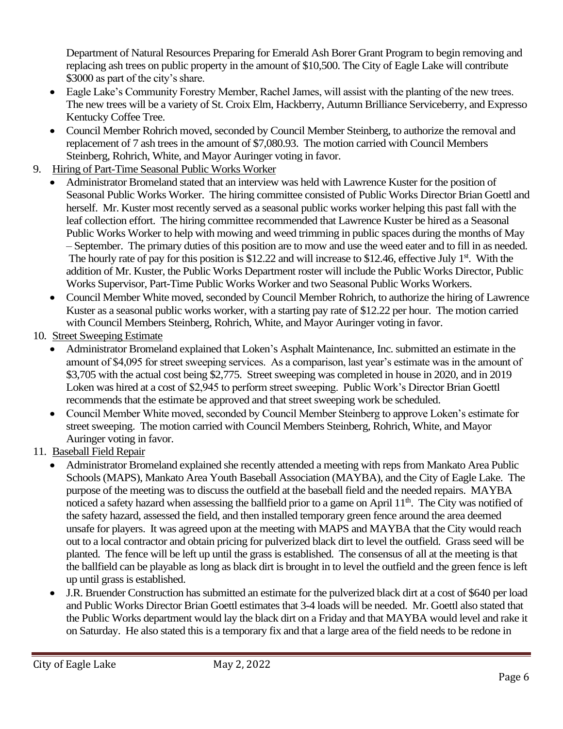Department of Natural Resources Preparing for Emerald Ash Borer Grant Program to begin removing and replacing ash trees on public property in the amount of $10,500. The City of Eagle Lake will contribute $3000 as part of the city's share.

- Eagle Lake's Community Forestry Member, Rachel James, will assist with the planting of the new trees. The new trees will be a variety of St. Croix Elm, Hackberry, Autumn Brilliance Serviceberry, and Expresso Kentucky Coffee Tree.
- Council Member Rohrich moved, seconded by Council Member Steinberg, to authorize the removal and replacement of 7 ash trees in the amount of $7,080.93. The motion carried with Council Members Steinberg, Rohrich, White, and Mayor Auringer voting in favor.

9. <u>Hiring of Part-Time Seasonal Public Works Worker</u>
   - Administrator Bromeland stated that an interview was held with Lawrence Kuster for the position of Seasonal Public Works Worker. The hiring committee consisted of Public Works Director Brian Goettl and herself. Mr. Kuster most recently served as a seasonal public works worker helping this past fall with the leaf collection effort. The hiring committee recommended that Lawrence Kuster be hired as a Seasonal Public Works Worker to help with mowing and weed trimming in public spaces during the months of May – September. The primary duties of this position are to mow and use the weed eater and to fill in as needed. The hourly rate of pay for this position is $12.22 and will increase to $12.46, effective July 1st. With the addition of Mr. Kuster, the Public Works Department roster will include the Public Works Director, Public Works Supervisor, Part-Time Public Works Worker and two Seasonal Public Works Workers.
   - Council Member White moved, seconded by Council Member Rohrich, to authorize the hiring of Lawrence Kuster as a seasonal public works worker, with a starting pay rate of $12.22 per hour. The motion carried with Council Members Steinberg, Rohrich, White, and Mayor Auringer voting in favor.
10. <u>Street Sweeping Estimate</u>
    - Administrator Bromeland explained that Loken's Asphalt Maintenance, Inc. submitted an estimate in the amount of $4,095 for street sweeping services. As a comparison, last year's estimate was in the amount of $3,705 with the actual cost being $2,775. Street sweeping was completed in house in 2020, and in 2019 Loken was hired at a cost of $2,945 to perform street sweeping. Public Work's Director Brian Goettl recommends that the estimate be approved and that street sweeping work be scheduled.
    - Council Member White moved, seconded by Council Member Steinberg to approve Loken's estimate for street sweeping. The motion carried with Council Members Steinberg, Rohrich, White, and Mayor Auringer voting in favor.
11. <u>Baseball Field Repair</u>
    - Administrator Bromeland explained she recently attended a meeting with reps from Mankato Area Public Schools (MAPS), Mankato Area Youth Baseball Association (MAYBA), and the City of Eagle Lake. The purpose of the meeting was to discuss the outfield at the baseball field and the needed repairs. MAYBA noticed a safety hazard when assessing the ballfield prior to a game on April 11th. The City was notified of the safety hazard, assessed the field, and then installed temporary green fence around the area deemed unsafe for players. It was agreed upon at the meeting with MAPS and MAYBA that the City would reach out to a local contractor and obtain pricing for pulverized black dirt to level the outfield. Grass seed will be planted. The fence will be left up until the grass is established. The consensus of all at the meeting is that the ballfield can be playable as long as black dirt is brought in to level the outfield and the green fence is left up until grass is established.
    - J.R. Bruender Construction has submitted an estimate for the pulverized black dirt at a cost of $640 per load and Public Works Director Brian Goettl estimates that 3-4 loads will be needed. Mr. Goettl also stated that the Public Works department would lay the black dirt on a Friday and that MAYBA would level and rake it on Saturday. He also stated this is a temporary fix and that a large area of the field needs to be redone in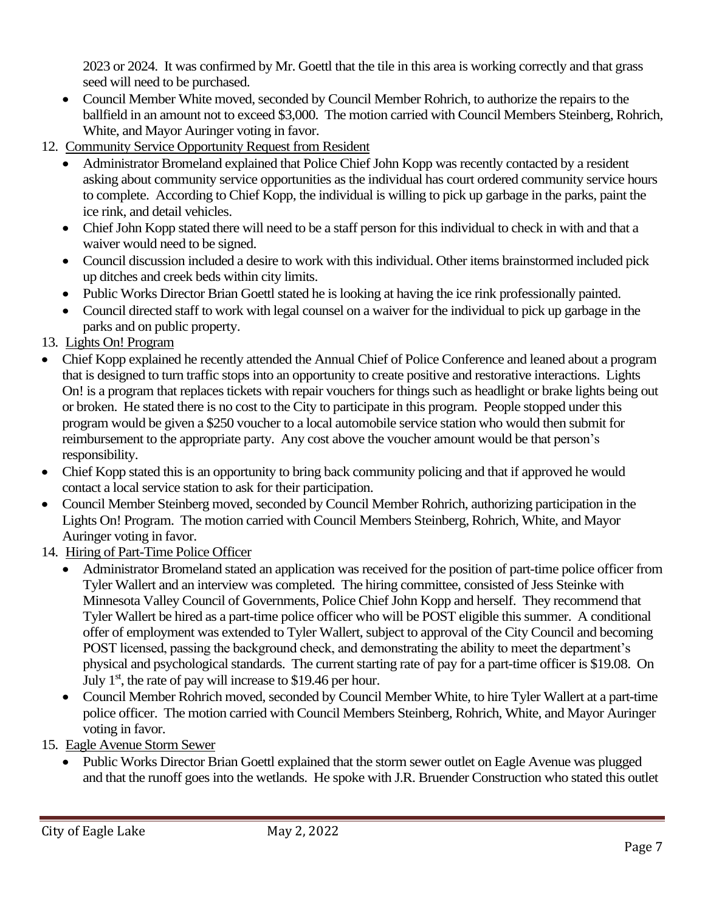2023 or 2024. It was confirmed by Mr. Goettl that the tile in this area is working correctly and that grass seed will need to be purchased.

- Council Member White moved, seconded by Council Member Rohrich, to authorize the repairs to the ballfield in an amount not to exceed $3,000. The motion carried with Council Members Steinberg, Rohrich, White, and Mayor Auringer voting in favor.

12. Community Service Opportunity Request from Resident
    - Administrator Bromeland explained that Police Chief John Kopp was recently contacted by a resident asking about community service opportunities as the individual has court ordered community service hours to complete. According to Chief Kopp, the individual is willing to pick up garbage in the parks, paint the ice rink, and detail vehicles.
    - Chief John Kopp stated there will need to be a staff person for this individual to check in with and that a waiver would need to be signed.
    - Council discussion included a desire to work with this individual. Other items brainstormed included pick up ditches and creek beds within city limits.
    - Public Works Director Brian Goettl stated he is looking at having the ice rink professionally painted.
    - Council directed staff to work with legal counsel on a waiver for the individual to pick up garbage in the parks and on public property.

13. Lights On! Program

- Chief Kopp explained he recently attended the Annual Chief of Police Conference and leaned about a program that is designed to turn traffic stops into an opportunity to create positive and restorative interactions. Lights On! is a program that replaces tickets with repair vouchers for things such as headlight or brake lights being out or broken. He stated there is no cost to the City to participate in this program. People stopped under this program would be given a $250 voucher to a local automobile service station who would then submit for reimbursement to the appropriate party. Any cost above the voucher amount would be that person's responsibility.
- Chief Kopp stated this is an opportunity to bring back community policing and that if approved he would contact a local service station to ask for their participation.
- Council Member Steinberg moved, seconded by Council Member Rohrich, authorizing participation in the Lights On! Program. The motion carried with Council Members Steinberg, Rohrich, White, and Mayor Auringer voting in favor.

14. Hiring of Part-Time Police Officer
    - Administrator Bromeland stated an application was received for the position of part-time police officer from Tyler Wallert and an interview was completed. The hiring committee, consisted of Jess Steinke with Minnesota Valley Council of Governments, Police Chief John Kopp and herself. They recommend that Tyler Wallert be hired as a part-time police officer who will be POST eligible this summer. A conditional offer of employment was extended to Tyler Wallert, subject to approval of the City Council and becoming POST licensed, passing the background check, and demonstrating the ability to meet the department's physical and psychological standards. The current starting rate of pay for a part-time officer is $19.08. On July 1st, the rate of pay will increase to $19.46 per hour.
    - Council Member Rohrich moved, seconded by Council Member White, to hire Tyler Wallert at a part-time police officer. The motion carried with Council Members Steinberg, Rohrich, White, and Mayor Auringer voting in favor.

15. Eagle Avenue Storm Sewer
    - Public Works Director Brian Goettl explained that the storm sewer outlet on Eagle Avenue was plugged and that the runoff goes into the wetlands. He spoke with J.R. Bruender Construction who stated this outlet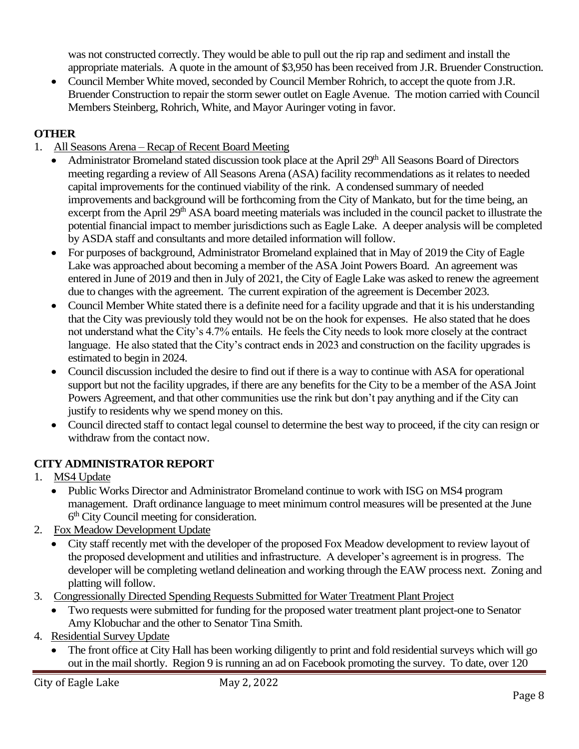was not constructed correctly. They would be able to pull out the rip rap and sediment and install the appropriate materials. A quote in the amount of $3,950 has been received from J.R. Bruender Construction.

- Council Member White moved, seconded by Council Member Rohrich, to accept the quote from J.R. Bruender Construction to repair the storm sewer outlet on Eagle Avenue. The motion carried with Council Members Steinberg, Rohrich, White, and Mayor Auringer voting in favor.

## OTHER

1. All Seasons Arena – Recap of Recent Board Meeting
   - Administrator Bromeland stated discussion took place at the April 29th All Seasons Board of Directors meeting regarding a review of All Seasons Arena (ASA) facility recommendations as it relates to needed capital improvements for the continued viability of the rink. A condensed summary of needed improvements and background will be forthcoming from the City of Mankato, but for the time being, an excerpt from the April 29th ASA board meeting materials was included in the council packet to illustrate the potential financial impact to member jurisdictions such as Eagle Lake. A deeper analysis will be completed by ASDA staff and consultants and more detailed information will follow.
   - For purposes of background, Administrator Bromeland explained that in May of 2019 the City of Eagle Lake was approached about becoming a member of the ASA Joint Powers Board. An agreement was entered in June of 2019 and then in July of 2021, the City of Eagle Lake was asked to renew the agreement due to changes with the agreement. The current expiration of the agreement is December 2023.
   - Council Member White stated there is a definite need for a facility upgrade and that it is his understanding that the City was previously told they would not be on the hook for expenses. He also stated that he does not understand what the City's 4.7% entails. He feels the City needs to look more closely at the contract language. He also stated that the City's contract ends in 2023 and construction on the facility upgrades is estimated to begin in 2024.
   - Council discussion included the desire to find out if there is a way to continue with ASA for operational support but not the facility upgrades, if there are any benefits for the City to be a member of the ASA Joint Powers Agreement, and that other communities use the rink but don't pay anything and if the City can justify to residents why we spend money on this.
   - Council directed staff to contact legal counsel to determine the best way to proceed, if the city can resign or withdraw from the contact now.

## CITY ADMINISTRATOR REPORT

1. MS4 Update
   - Public Works Director and Administrator Bromeland continue to work with ISG on MS4 program management. Draft ordinance language to meet minimum control measures will be presented at the June 6th City Council meeting for consideration.
2. Fox Meadow Development Update
   - City staff recently met with the developer of the proposed Fox Meadow development to review layout of the proposed development and utilities and infrastructure. A developer's agreement is in progress. The developer will be completing wetland delineation and working through the EAW process next. Zoning and platting will follow.
3. Congressionally Directed Spending Requests Submitted for Water Treatment Plant Project
   - Two requests were submitted for funding for the proposed water treatment plant project-one to Senator Amy Klobuchar and the other to Senator Tina Smith.
4. Residential Survey Update
   - The front office at City Hall has been working diligently to print and fold residential surveys which will go out in the mail shortly. Region 9 is running an ad on Facebook promoting the survey. To date, over 120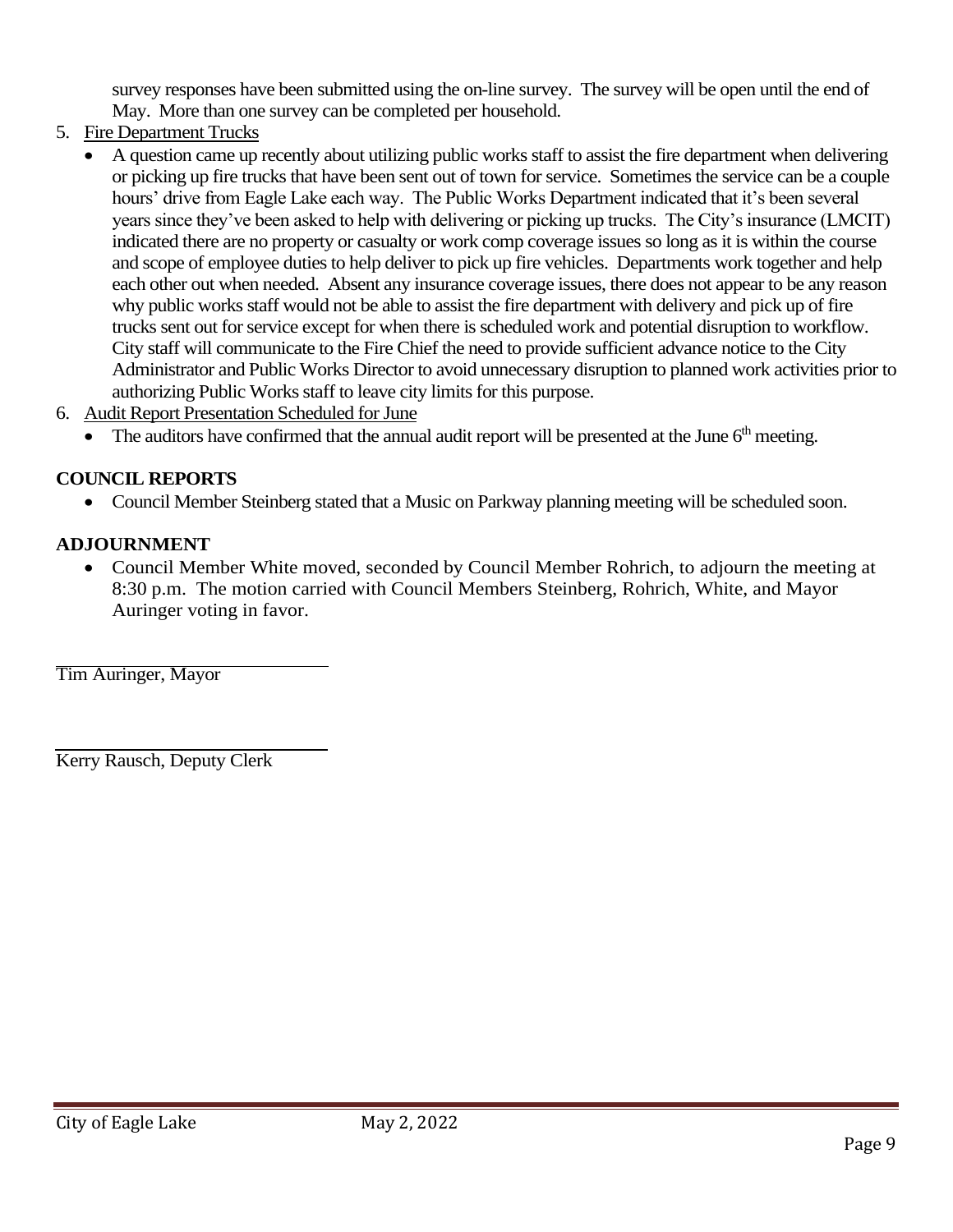survey responses have been submitted using the on-line survey. The survey will be open until the end of May. More than one survey can be completed per household.

5. Fire Department Trucks
   - A question came up recently about utilizing public works staff to assist the fire department when delivering or picking up fire trucks that have been sent out of town for service. Sometimes the service can be a couple hours' drive from Eagle Lake each way. The Public Works Department indicated that it's been several years since they've been asked to help with delivering or picking up trucks. The City's insurance (LMCIT) indicated there are no property or casualty or work comp coverage issues so long as it is within the course and scope of employee duties to help deliver to pick up fire vehicles. Departments work together and help each other out when needed. Absent any insurance coverage issues, there does not appear to be any reason why public works staff would not be able to assist the fire department with delivery and pick up of fire trucks sent out for service except for when there is scheduled work and potential disruption to workflow. City staff will communicate to the Fire Chief the need to provide sufficient advance notice to the City Administrator and Public Works Director to avoid unnecessary disruption to planned work activities prior to authorizing Public Works staff to leave city limits for this purpose.
6. Audit Report Presentation Scheduled for June
   - The auditors have confirmed that the annual audit report will be presented at the June 6th meeting.

**COUNCIL REPORTS**

- Council Member Steinberg stated that a Music on Parkway planning meeting will be scheduled soon.

**ADJOURNMENT**

- Council Member White moved, seconded by Council Member Rohrich, to adjourn the meeting at 8:30 p.m. The motion carried with Council Members Steinberg, Rohrich, White, and Mayor Auringer voting in favor.

\_\_\_\_\_\_\_\_\_\_\_\_\_\_\_\_\_\_\_\_\_\_\_\_\_\_\_\_\_\_

Tim Auringer, Mayor

\_\_\_\_\_\_\_\_\_\_\_\_\_\_\_\_\_\_\_\_\_\_\_\_\_\_\_\_\_\_

Kerry Rausch, Deputy Clerk